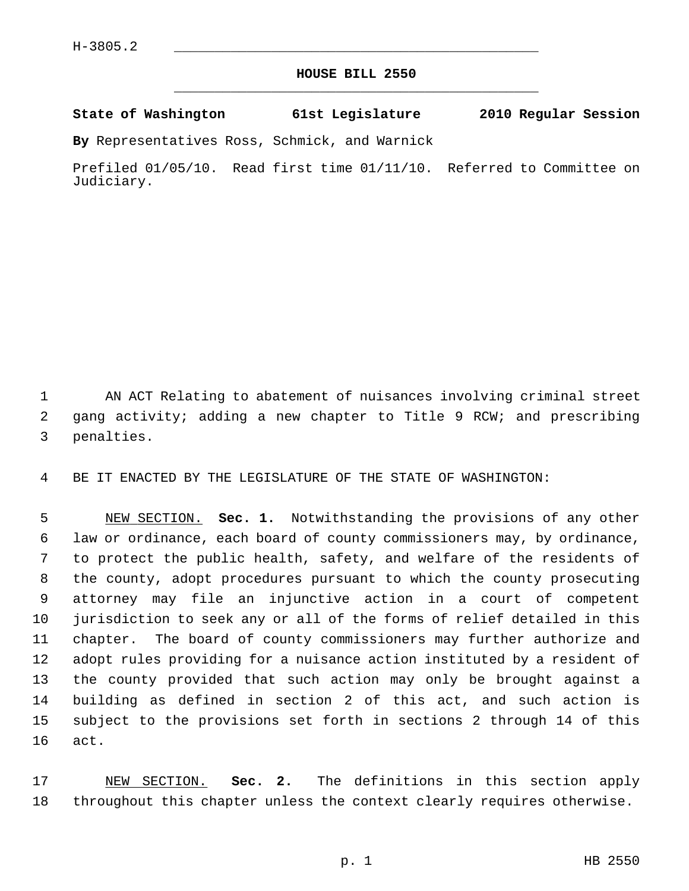H-3805.2

# HOUSE BILL 2550

**State of Washington 61st Legislature 2010 Regular Session**

**By** Representatives Ross, Schmick, and Warnick

Prefiled 01/05/10. Read first time 01/11/10. Referred to Committee on Judiciary.

AN ACT Relating to abatement of nuisances involving criminal street gang activity; adding a new chapter to Title 9 RCW; and prescribing penalties.

BE IT ENACTED BY THE LEGISLATURE OF THE STATE OF WASHINGTON:

NEW SECTION. **Sec. 1.** Notwithstanding the provisions of any other law or ordinance, each board of county commissioners may, by ordinance, to protect the public health, safety, and welfare of the residents of the county, adopt procedures pursuant to which the county prosecuting attorney may file an injunctive action in a court of competent jurisdiction to seek any or all of the forms of relief detailed in this chapter. The board of county commissioners may further authorize and adopt rules providing for a nuisance action instituted by a resident of the county provided that such action may only be brought against a building as defined in section 2 of this act, and such action is subject to the provisions set forth in sections 2 through 14 of this act.

NEW SECTION. **Sec. 2.** The definitions in this section apply throughout this chapter unless the context clearly requires otherwise.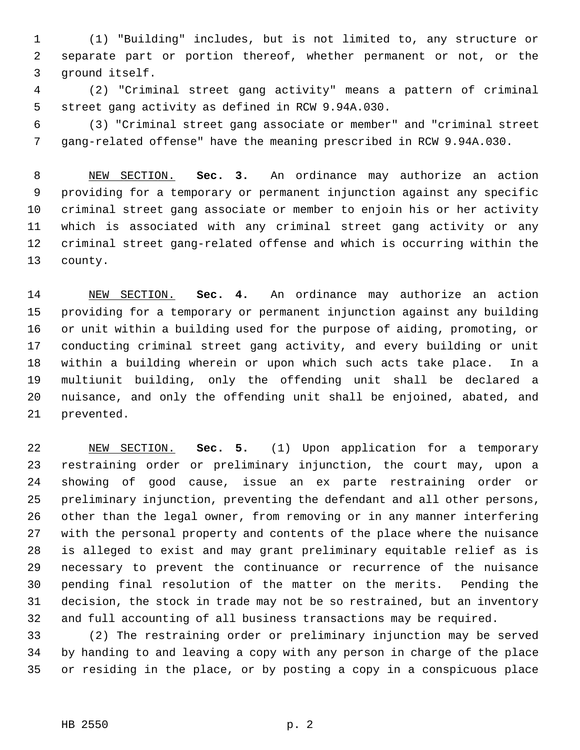(1) "Building" includes, but is not limited to, any structure or separate part or portion thereof, whether permanent or not, or the ground itself.

(2) "Criminal street gang activity" means a pattern of criminal street gang activity as defined in RCW 9.94A.030.

(3) "Criminal street gang associate or member" and "criminal street gang-related offense" have the meaning prescribed in RCW 9.94A.030.

NEW SECTION. **Sec. 3.** An ordinance may authorize an action providing for a temporary or permanent injunction against any specific criminal street gang associate or member to enjoin his or her activity which is associated with any criminal street gang activity or any criminal street gang-related offense and which is occurring within the county.

NEW SECTION. **Sec. 4.** An ordinance may authorize an action providing for a temporary or permanent injunction against any building or unit within a building used for the purpose of aiding, promoting, or conducting criminal street gang activity, and every building or unit within a building wherein or upon which such acts take place. In a multiunit building, only the offending unit shall be declared a nuisance, and only the offending unit shall be enjoined, abated, and prevented.

NEW SECTION. **Sec. 5.** (1) Upon application for a temporary restraining order or preliminary injunction, the court may, upon a showing of good cause, issue an ex parte restraining order or preliminary injunction, preventing the defendant and all other persons, other than the legal owner, from removing or in any manner interfering with the personal property and contents of the place where the nuisance is alleged to exist and may grant preliminary equitable relief as is necessary to prevent the continuance or recurrence of the nuisance pending final resolution of the matter on the merits. Pending the decision, the stock in trade may not be so restrained, but an inventory and full accounting of all business transactions may be required.

(2) The restraining order or preliminary injunction may be served by handing to and leaving a copy with any person in charge of the place or residing in the place, or by posting a copy in a conspicuous place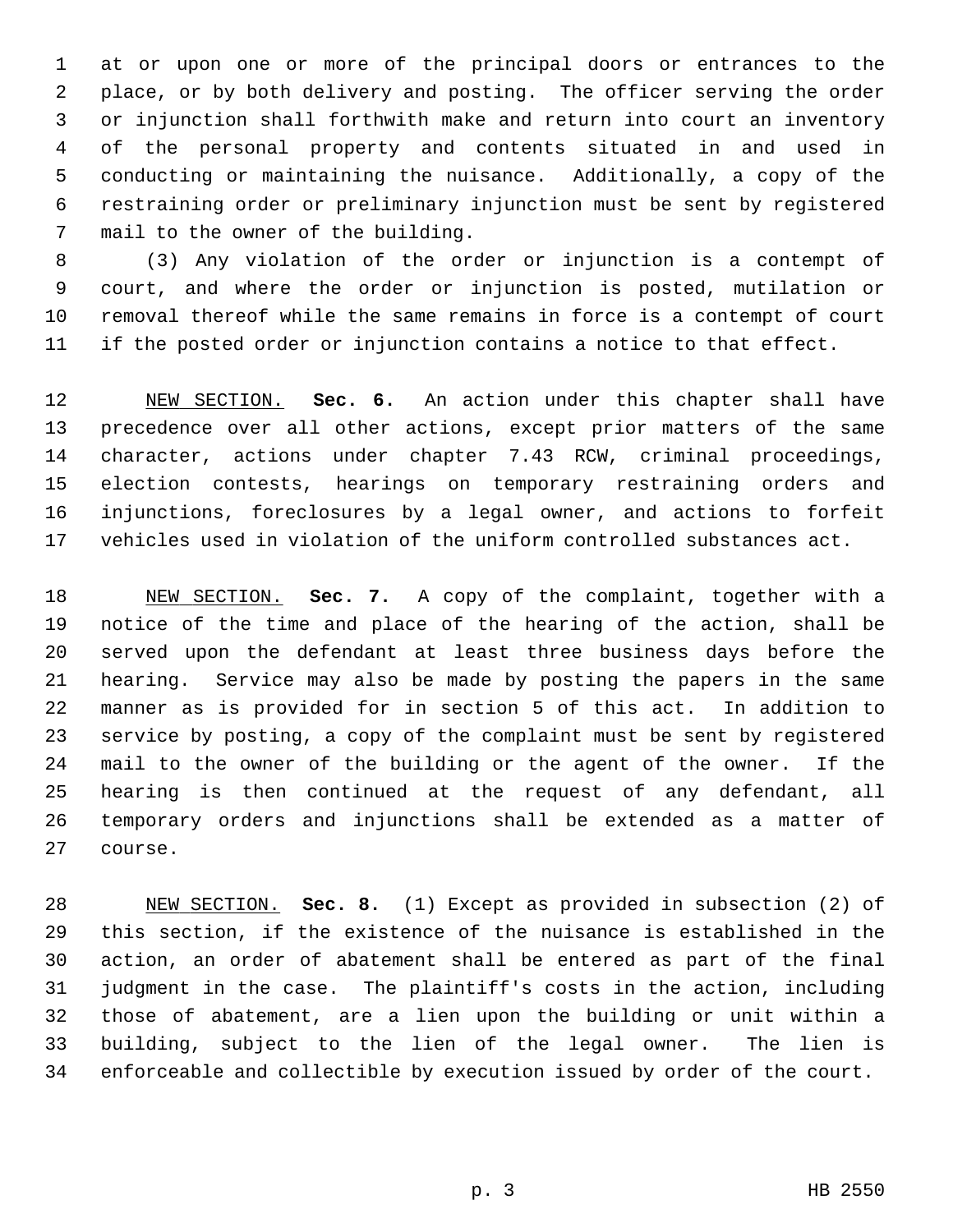at or upon one or more of the principal doors or entrances to the place, or by both delivery and posting. The officer serving the order or injunction shall forthwith make and return into court an inventory of the personal property and contents situated in and used in conducting or maintaining the nuisance. Additionally, a copy of the restraining order or preliminary injunction must be sent by registered mail to the owner of the building.

(3) Any violation of the order or injunction is a contempt of court, and where the order or injunction is posted, mutilation or removal thereof while the same remains in force is a contempt of court if the posted order or injunction contains a notice to that effect.

NEW SECTION. **Sec. 6.** An action under this chapter shall have precedence over all other actions, except prior matters of the same character, actions under chapter 7.43 RCW, criminal proceedings, election contests, hearings on temporary restraining orders and injunctions, foreclosures by a legal owner, and actions to forfeit vehicles used in violation of the uniform controlled substances act.

NEW SECTION. **Sec. 7.** A copy of the complaint, together with a notice of the time and place of the hearing of the action, shall be served upon the defendant at least three business days before the hearing. Service may also be made by posting the papers in the same manner as is provided for in section 5 of this act. In addition to service by posting, a copy of the complaint must be sent by registered mail to the owner of the building or the agent of the owner. If the hearing is then continued at the request of any defendant, all temporary orders and injunctions shall be extended as a matter of course.

NEW SECTION. **Sec. 8.** (1) Except as provided in subsection (2) of this section, if the existence of the nuisance is established in the action, an order of abatement shall be entered as part of the final judgment in the case. The plaintiff's costs in the action, including those of abatement, are a lien upon the building or unit within a building, subject to the lien of the legal owner. The lien is enforceable and collectible by execution issued by order of the court.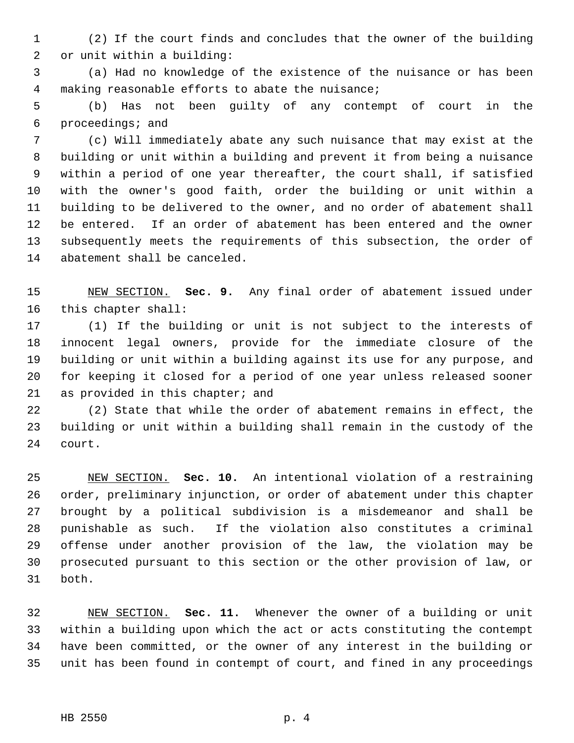(2) If the court finds and concludes that the owner of the building or unit within a building:

(a) Had no knowledge of the existence of the nuisance or has been making reasonable efforts to abate the nuisance;

(b) Has not been guilty of any contempt of court in the proceedings; and

(c) Will immediately abate any such nuisance that may exist at the building or unit within a building and prevent it from being a nuisance within a period of one year thereafter, the court shall, if satisfied with the owner's good faith, order the building or unit within a building to be delivered to the owner, and no order of abatement shall be entered. If an order of abatement has been entered and the owner subsequently meets the requirements of this subsection, the order of abatement shall be canceled.

NEW SECTION. **Sec. 9.** Any final order of abatement issued under this chapter shall:

(1) If the building or unit is not subject to the interests of innocent legal owners, provide for the immediate closure of the building or unit within a building against its use for any purpose, and for keeping it closed for a period of one year unless released sooner as provided in this chapter; and

(2) State that while the order of abatement remains in effect, the building or unit within a building shall remain in the custody of the court.

NEW SECTION. **Sec. 10.** An intentional violation of a restraining order, preliminary injunction, or order of abatement under this chapter brought by a political subdivision is a misdemeanor and shall be punishable as such. If the violation also constitutes a criminal offense under another provision of the law, the violation may be prosecuted pursuant to this section or the other provision of law, or both.

NEW SECTION. **Sec. 11.** Whenever the owner of a building or unit within a building upon which the act or acts constituting the contempt have been committed, or the owner of any interest in the building or unit has been found in contempt of court, and fined in any proceedings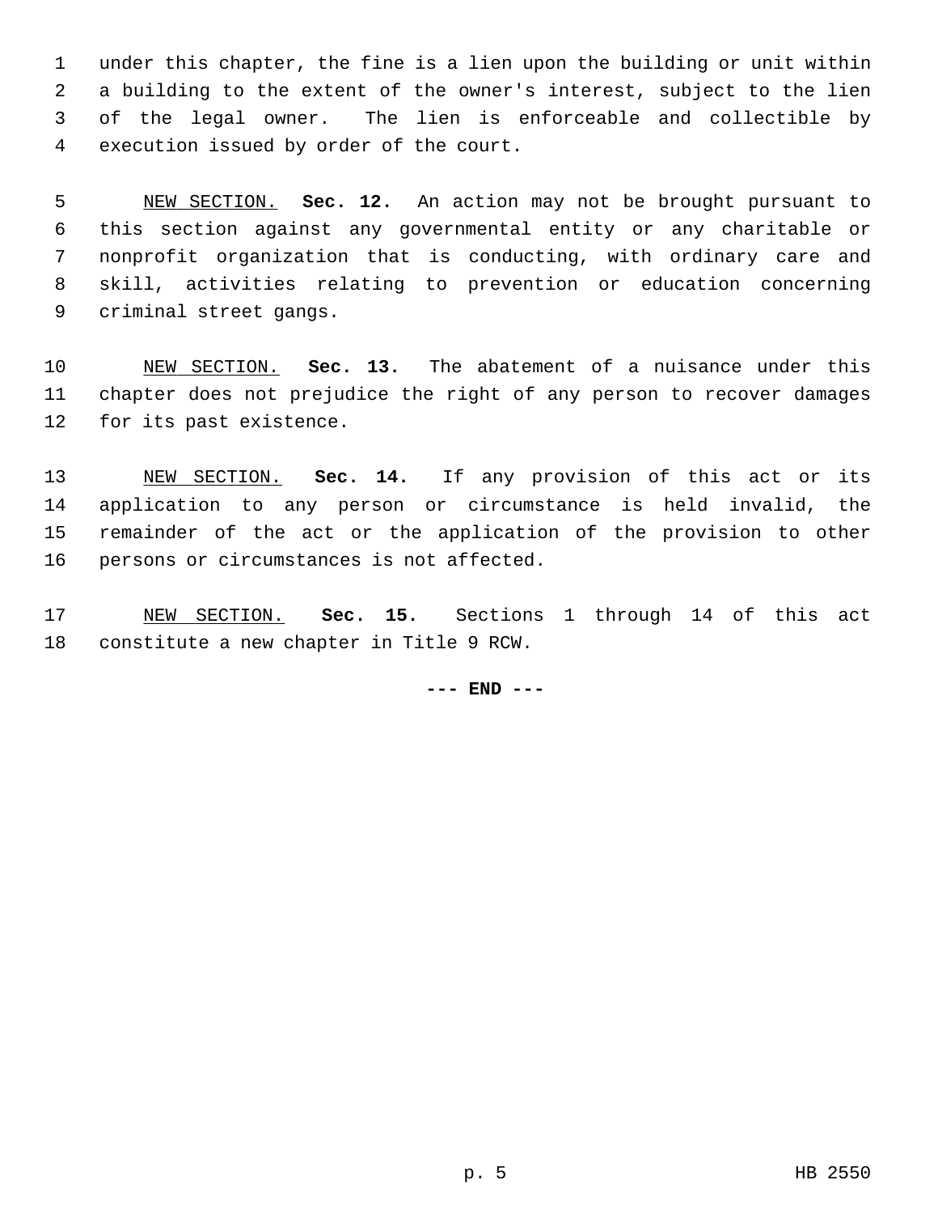under this chapter, the fine is a lien upon the building or unit within a building to the extent of the owner's interest, subject to the lien of the legal owner. The lien is enforceable and collectible by execution issued by order of the court.

NEW SECTION. **Sec. 12.** An action may not be brought pursuant to this section against any governmental entity or any charitable or nonprofit organization that is conducting, with ordinary care and skill, activities relating to prevention or education concerning criminal street gangs.

NEW SECTION. **Sec. 13.** The abatement of a nuisance under this chapter does not prejudice the right of any person to recover damages for its past existence.

NEW SECTION. **Sec. 14.** If any provision of this act or its application to any person or circumstance is held invalid, the remainder of the act or the application of the provision to other persons or circumstances is not affected.

NEW SECTION. **Sec. 15.** Sections 1 through 14 of this act constitute a new chapter in Title 9 RCW.

**--- END ---**